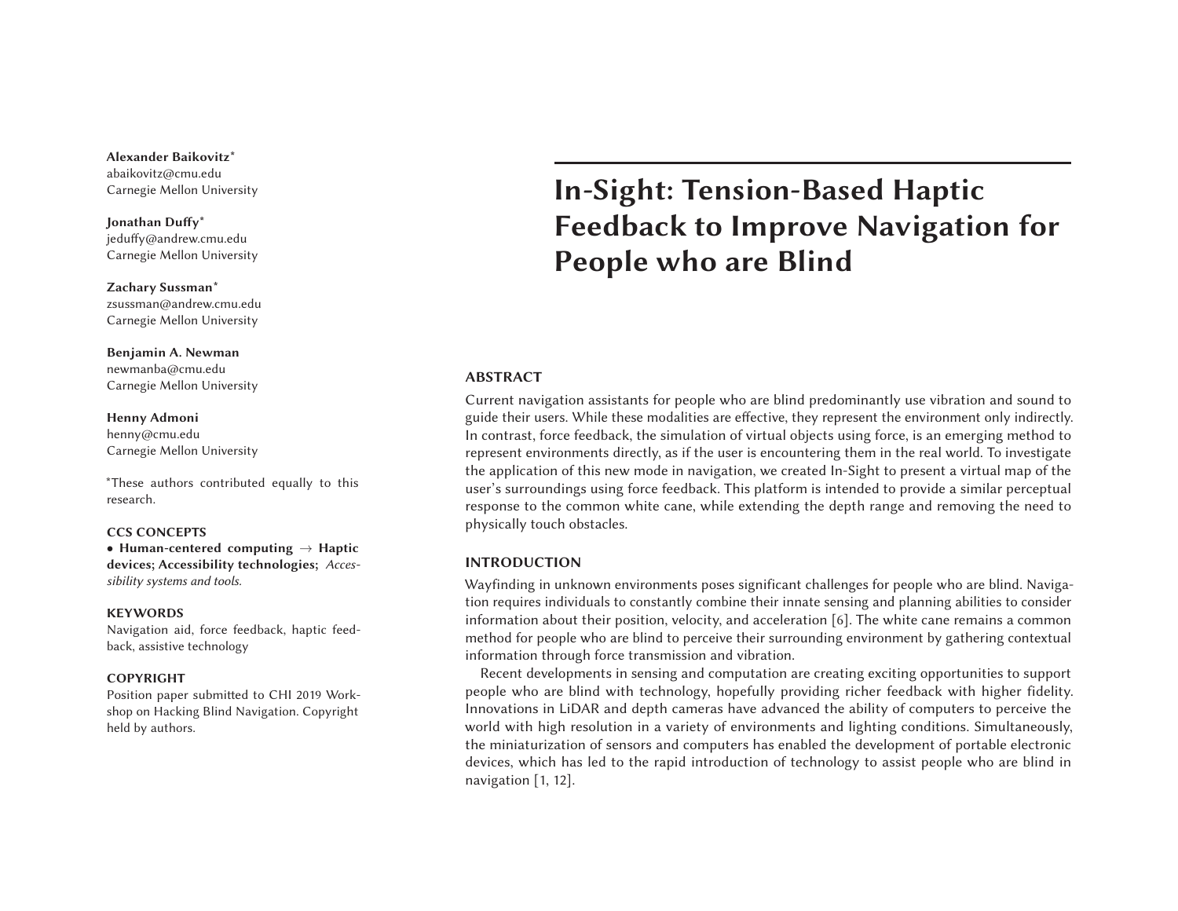# In-Sight: Tension-Based Haptic Feedback to Improve Navigation for People who are Blind

**Alexander Baikovitz***
abaikovitz@cmu.edu
Carnegie Mellon University

**Jonathan Duffy***
jeduffy@andrew.cmu.edu
Carnegie Mellon University

**Zachary Sussman***
zsussman@andrew.cmu.edu
Carnegie Mellon University

**Benjamin A. Newman**
newmanba@cmu.edu
Carnegie Mellon University

**Henny Admoni**
henny@cmu.edu
Carnegie Mellon University

*These authors contributed equally to this research.

## ABSTRACT

Current navigation assistants for people who are blind predominantly use vibration and sound to guide their users. While these modalities are effective, they represent the environment only indirectly. In contrast, force feedback, the simulation of virtual objects using force, is an emerging method to represent environments directly, as if the user is encountering them in the real world. To investigate the application of this new mode in navigation, we created In-Sight to present a virtual map of the user's surroundings using force feedback. This platform is intended to provide a similar perceptual response to the common white cane, while extending the depth range and removing the need to physically touch obstacles.

### CCS CONCEPTS

• **Human-centered computing** → **Haptic devices; Accessibility technologies;** *Accessibility systems and tools.*

### KEYWORDS

Navigation aid, force feedback, haptic feedback, assistive technology

### COPYRIGHT

Position paper submitted to CHI 2019 Workshop on Hacking Blind Navigation. Copyright held by authors.

## INTRODUCTION

Wayfinding in unknown environments poses significant challenges for people who are blind. Navigation requires individuals to constantly combine their innate sensing and planning abilities to consider information about their position, velocity, and acceleration [6]. The white cane remains a common method for people who are blind to perceive their surrounding environment by gathering contextual information through force transmission and vibration.

Recent developments in sensing and computation are creating exciting opportunities to support people who are blind with technology, hopefully providing richer feedback with higher fidelity. Innovations in LiDAR and depth cameras have advanced the ability of computers to perceive the world with high resolution in a variety of environments and lighting conditions. Simultaneously, the miniaturization of sensors and computers has enabled the development of portable electronic devices, which has led to the rapid introduction of technology to assist people who are blind in navigation [1, 12].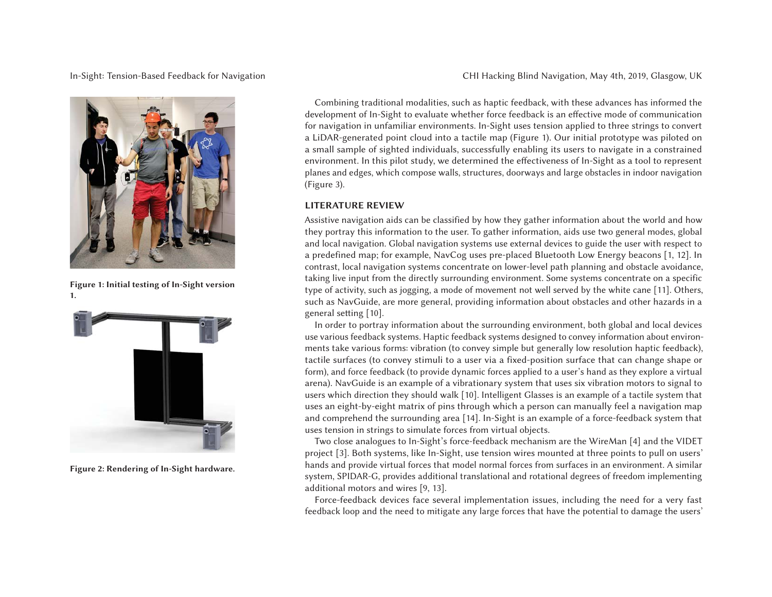Figure 1: Initial testing of In-Sight version 1.

Figure 2: Rendering of In-Sight hardware.

Combining traditional modalities, such as haptic feedback, with these advances has informed the development of In-Sight to evaluate whether force feedback is an effective mode of communication for navigation in unfamiliar environments. In-Sight uses tension applied to three strings to convert a LiDAR-generated point cloud into a tactile map (Figure 1). Our initial prototype was piloted on a small sample of sighted individuals, successfully enabling its users to navigate in a constrained environment. In this pilot study, we determined the effectiveness of In-Sight as a tool to represent planes and edges, which compose walls, structures, doorways and large obstacles in indoor navigation (Figure 3).

## LITERATURE REVIEW

Assistive navigation aids can be classified by how they gather information about the world and how they portray this information to the user. To gather information, aids use two general modes, global and local navigation. Global navigation systems use external devices to guide the user with respect to a predefined map; for example, NavCog uses pre-placed Bluetooth Low Energy beacons [1, 12]. In contrast, local navigation systems concentrate on lower-level path planning and obstacle avoidance, taking live input from the directly surrounding environment. Some systems concentrate on a specific type of activity, such as jogging, a mode of movement not well served by the white cane [11]. Others, such as NavGuide, are more general, providing information about obstacles and other hazards in a general setting [10].

In order to portray information about the surrounding environment, both global and local devices use various feedback systems. Haptic feedback systems designed to convey information about environments take various forms: vibration (to convey simple but generally low resolution haptic feedback), tactile surfaces (to convey stimuli to a user via a fixed-position surface that can change shape or form), and force feedback (to provide dynamic forces applied to a user's hand as they explore a virtual arena). NavGuide is an example of a vibrationary system that uses six vibration motors to signal to users which direction they should walk [10]. Intelligent Glasses is an example of a tactile system that uses an eight-by-eight matrix of pins through which a person can manually feel a navigation map and comprehend the surrounding area [14]. In-Sight is an example of a force-feedback system that uses tension in strings to simulate forces from virtual objects.

Two close analogues to In-Sight's force-feedback mechanism are the WireMan [4] and the VIDET project [3]. Both systems, like In-Sight, use tension wires mounted at three points to pull on users' hands and provide virtual forces that model normal forces from surfaces in an environment. A similar system, SPIDAR-G, provides additional translational and rotational degrees of freedom implementing additional motors and wires [9, 13].

Force-feedback devices face several implementation issues, including the need for a very fast feedback loop and the need to mitigate any large forces that have the potential to damage the users'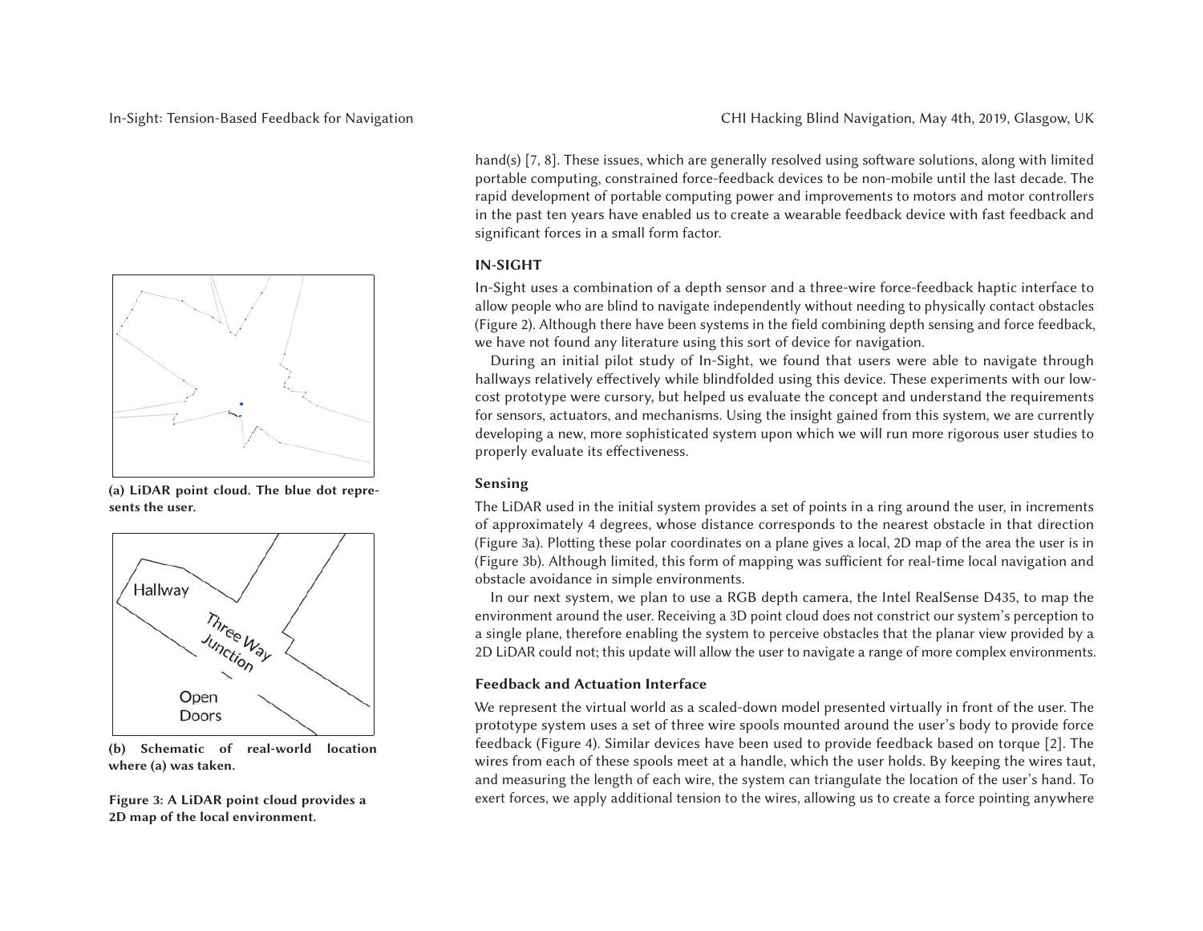hand(s) [7, 8]. These issues, which are generally resolved using software solutions, along with limited portable computing, constrained force-feedback devices to be non-mobile until the last decade. The rapid development of portable computing power and improvements to motors and motor controllers in the past ten years have enabled us to create a wearable feedback device with fast feedback and significant forces in a small form factor.

## IN-SIGHT

In-Sight uses a combination of a depth sensor and a three-wire force-feedback haptic interface to allow people who are blind to navigate independently without needing to physically contact obstacles (Figure 2). Although there have been systems in the field combining depth sensing and force feedback, we have not found any literature using this sort of device for navigation.

During an initial pilot study of In-Sight, we found that users were able to navigate through hallways relatively effectively while blindfolded using this device. These experiments with our low-cost prototype were cursory, but helped us evaluate the concept and understand the requirements for sensors, actuators, and mechanisms. Using the insight gained from this system, we are currently developing a new, more sophisticated system upon which we will run more rigorous user studies to properly evaluate its effectiveness.

### Sensing

The LiDAR used in the initial system provides a set of points in a ring around the user, in increments of approximately 4 degrees, whose distance corresponds to the nearest obstacle in that direction (Figure 3a). Plotting these polar coordinates on a plane gives a local, 2D map of the area the user is in (Figure 3b). Although limited, this form of mapping was sufficient for real-time local navigation and obstacle avoidance in simple environments.

In our next system, we plan to use a RGB depth camera, the Intel RealSense D435, to map the environment around the user. Receiving a 3D point cloud does not constrict our system's perception to a single plane, therefore enabling the system to perceive obstacles that the planar view provided by a 2D LiDAR could not; this update will allow the user to navigate a range of more complex environments.

**(a) LiDAR point cloud. The blue dot represents the user.**

**(b) Schematic of real-world location where (a) was taken.**

**Figure 3: A LiDAR point cloud provides a 2D map of the local environment.**

### Feedback and Actuation Interface

We represent the virtual world as a scaled-down model presented virtually in front of the user. The prototype system uses a set of three wire spools mounted around the user's body to provide force feedback (Figure 4). Similar devices have been used to provide feedback based on torque [2]. The wires from each of these spools meet at a handle, which the user holds. By keeping the wires taut, and measuring the length of each wire, the system can triangulate the location of the user's hand. To exert forces, we apply additional tension to the wires, allowing us to create a force pointing anywhere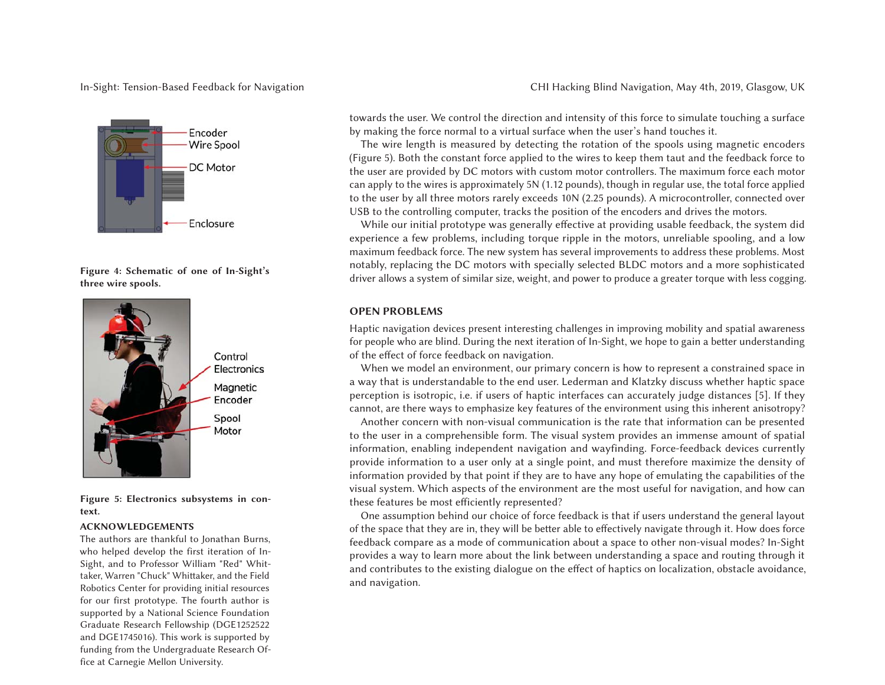Figure 4: Schematic of one of In-Sight's three wire spools.

Figure 5: Electronics subsystems in context.

## ACKNOWLEDGEMENTS

The authors are thankful to Jonathan Burns, who helped develop the first iteration of In-Sight, and to Professor William "Red" Whittaker, Warren "Chuck" Whittaker, and the Field Robotics Center for providing initial resources for our first prototype. The fourth author is supported by a National Science Foundation Graduate Research Fellowship (DGE1252522 and DGE1745016). This work is supported by funding from the Undergraduate Research Office at Carnegie Mellon University.

towards the user. We control the direction and intensity of this force to simulate touching a surface by making the force normal to a virtual surface when the user's hand touches it.

The wire length is measured by detecting the rotation of the spools using magnetic encoders (Figure 5). Both the constant force applied to the wires to keep them taut and the feedback force to the user are provided by DC motors with custom motor controllers. The maximum force each motor can apply to the wires is approximately 5N (1.12 pounds), though in regular use, the total force applied to the user by all three motors rarely exceeds 10N (2.25 pounds). A microcontroller, connected over USB to the controlling computer, tracks the position of the encoders and drives the motors.

While our initial prototype was generally effective at providing usable feedback, the system did experience a few problems, including torque ripple in the motors, unreliable spooling, and a low maximum feedback force. The new system has several improvements to address these problems. Most notably, replacing the DC motors with specially selected BLDC motors and a more sophisticated driver allows a system of similar size, weight, and power to produce a greater torque with less cogging.

## OPEN PROBLEMS

Haptic navigation devices present interesting challenges in improving mobility and spatial awareness for people who are blind. During the next iteration of In-Sight, we hope to gain a better understanding of the effect of force feedback on navigation.

When we model an environment, our primary concern is how to represent a constrained space in a way that is understandable to the end user. Lederman and Klatzky discuss whether haptic space perception is isotropic, i.e. if users of haptic interfaces can accurately judge distances [5]. If they cannot, are there ways to emphasize key features of the environment using this inherent anisotropy?

Another concern with non-visual communication is the rate that information can be presented to the user in a comprehensible form. The visual system provides an immense amount of spatial information, enabling independent navigation and wayfinding. Force-feedback devices currently provide information to a user only at a single point, and must therefore maximize the density of information provided by that point if they are to have any hope of emulating the capabilities of the visual system. Which aspects of the environment are the most useful for navigation, and how can these features be most efficiently represented?

One assumption behind our choice of force feedback is that if users understand the general layout of the space that they are in, they will be better able to effectively navigate through it. How does force feedback compare as a mode of communication about a space to other non-visual modes? In-Sight provides a way to learn more about the link between understanding a space and routing through it and contributes to the existing dialogue on the effect of haptics on localization, obstacle avoidance, and navigation.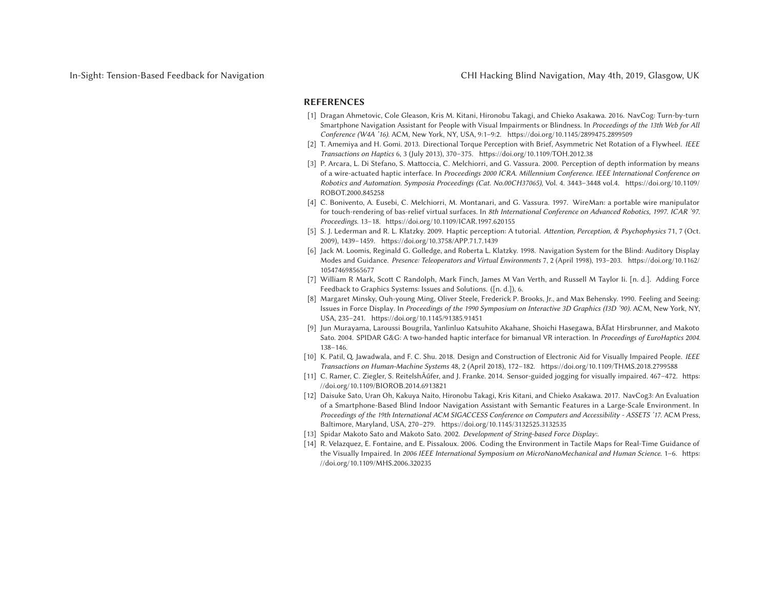## REFERENCES

- [1] Dragan Ahmetovic, Cole Gleason, Kris M. Kitani, Hironobu Takagi, and Chieko Asakawa. 2016. NavCog: Turn-by-turn Smartphone Navigation Assistant for People with Visual Impairments or Blindness. In *Proceedings of the 13th Web for All Conference (W4A '16)*. ACM, New York, NY, USA, 9:1–9:2. https://doi.org/10.1145/2899475.2899509
- [2] T. Amemiya and H. Gomi. 2013. Directional Torque Perception with Brief, Asymmetric Net Rotation of a Flywheel. *IEEE Transactions on Haptics* 6, 3 (July 2013), 370–375. https://doi.org/10.1109/TOH.2012.38
- [3] P. Arcara, L. Di Stefano, S. Mattoccia, C. Melchiorri, and G. Vassura. 2000. Perception of depth information by means of a wire-actuated haptic interface. In *Proceedings 2000 ICRA. Millennium Conference. IEEE International Conference on Robotics and Automation. Symposia Proceedings (Cat. No.00CH37065)*, Vol. 4. 3443–3448 vol.4. https://doi.org/10.1109/ROBOT.2000.845258
- [4] C. Bonivento, A. Eusebi, C. Melchiorri, M. Montanari, and G. Vassura. 1997. WireMan: a portable wire manipulator for touch-rendering of bas-relief virtual surfaces. In *8th International Conference on Advanced Robotics, 1997. ICAR '97. Proceedings*. 13–18. https://doi.org/10.1109/ICAR.1997.620155
- [5] S. J. Lederman and R. L. Klatzky. 2009. Haptic perception: A tutorial. *Attention, Perception, & Psychophysics* 71, 7 (Oct. 2009), 1439–1459. https://doi.org/10.3758/APP.71.7.1439
- [6] Jack M. Loomis, Reginald G. Golledge, and Roberta L. Klatzky. 1998. Navigation System for the Blind: Auditory Display Modes and Guidance. *Presence: Teleoperators and Virtual Environments* 7, 2 (April 1998), 193–203. https://doi.org/10.1162/105474698565677
- [7] William R Mark, Scott C Randolph, Mark Finch, James M Van Verth, and Russell M Taylor Ii. [n. d.]. Adding Force Feedback to Graphics Systems: Issues and Solutions. ([n. d.]), 6.
- [8] Margaret Minsky, Ouh-young Ming, Oliver Steele, Frederick P. Brooks, Jr., and Max Behensky. 1990. Feeling and Seeing: Issues in Force Display. In *Proceedings of the 1990 Symposium on Interactive 3D Graphics (I3D '90)*. ACM, New York, NY, USA, 235–241. https://doi.org/10.1145/91385.91451
- [9] Jun Murayama, Laroussi Bougrila, Yanlinluo Katsuhito Akahane, Shoichi Hasegawa, BÃĪat Hirsbrunner, and Makoto Sato. 2004. SPIDAR G&G: A two-handed haptic interface for bimanual VR interaction. In *Proceedings of EuroHaptics 2004*. 138–146.
- [10] K. Patil, Q. Jawadwala, and F. C. Shu. 2018. Design and Construction of Electronic Aid for Visually Impaired People. *IEEE Transactions on Human-Machine Systems* 48, 2 (April 2018), 172–182. https://doi.org/10.1109/THMS.2018.2799588
- [11] C. Ramer, C. Ziegler, S. ReitelshÃűfer, and J. Franke. 2014. Sensor-guided jogging for visually impaired. 467–472. https://doi.org/10.1109/BIOROB.2014.6913821
- [12] Daisuke Sato, Uran Oh, Kakuya Naito, Hironobu Takagi, Kris Kitani, and Chieko Asakawa. 2017. NavCog3: An Evaluation of a Smartphone-Based Blind Indoor Navigation Assistant with Semantic Features in a Large-Scale Environment. In *Proceedings of the 19th International ACM SIGACCESS Conference on Computers and Accessibility - ASSETS '17*. ACM Press, Baltimore, Maryland, USA, 270–279. https://doi.org/10.1145/3132525.3132535
- [13] Spidar Makoto Sato and Makoto Sato. 2002. *Development of String-based Force Display:*.
- [14] R. Velazquez, E. Fontaine, and E. Pissaloux. 2006. Coding the Environment in Tactile Maps for Real-Time Guidance of the Visually Impaired. In *2006 IEEE International Symposium on MicroNanoMechanical and Human Science*. 1–6. https://doi.org/10.1109/MHS.2006.320235